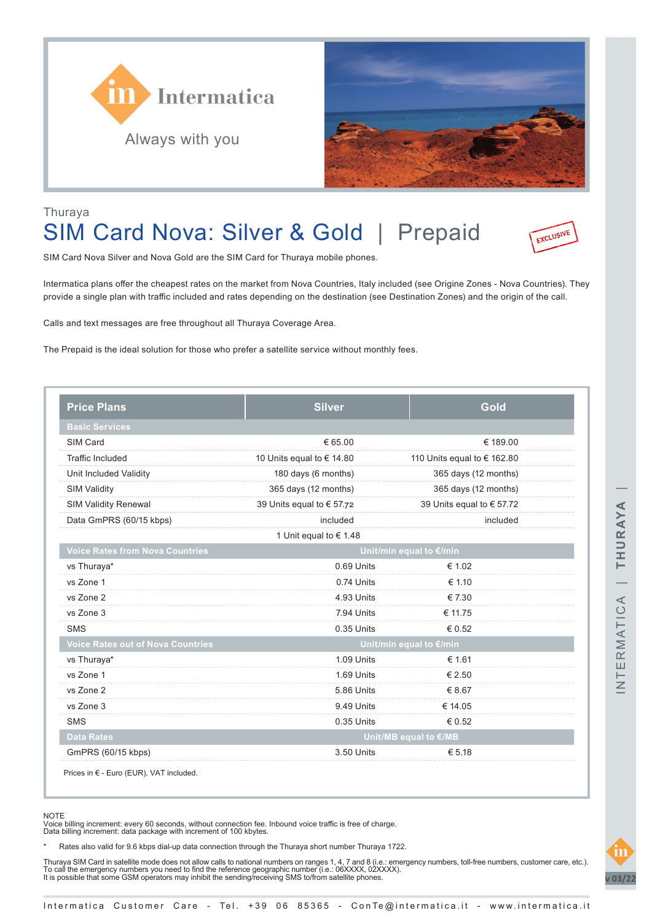Intermatica

Always with you

Thuraya

# SIM Card Nova: Silver & Gold | Prepaid

EXCLUSIVE

SIM Card Nova Silver and Nova Gold are the SIM Card for Thuraya mobile phones.

Intermatica plans offer the cheapest rates on the market from Nova Countries, Italy included (see Origine Zones - Nova Countries). They provide a single plan with traffic included and rates depending on the destination (see Destination Zones) and the origin of the call.

Calls and text messages are free throughout all Thuraya Coverage Area.

The Prepaid is the ideal solution for those who prefer a satellite service without monthly fees.

| Price Plans | Silver | Gold |
|---|---|---|
| **Basic Services** | | |
| SIM Card | € 65.00 | € 189.00 |
| Traffic Included | 10 Units equal to € 14.80 | 110 Units equal to € 162.80 |
| Unit Included Validity | 180 days (6 months) | 365 days (12 months) |
| SIM Validity | 365 days (12 months) | 365 days (12 months) |
| SIM Validity Renewal | 39 Units equal to € 57.72 | 39 Units equal to € 57.72 |
| Data GmPRS (60/15 kbps) | included | included |
| | 1 Unit equal to € 1.48 | |
| **Voice Rates from Nova Countries** | **Unit/min equal to €/min** | |
| vs Thuraya* | 0.69 Units | € 1.02 |
| vs Zone 1 | 0.74 Units | € 1.10 |
| vs Zone 2 | 4.93 Units | € 7.30 |
| vs Zone 3 | 7.94 Units | € 11.75 |
| SMS | 0.35 Units | € 0.52 |
| **Voice Rates out of Nova Countries** | **Unit/min equal to €/min** | |
| vs Thuraya* | 1.09 Units | € 1.61 |
| vs Zone 1 | 1.69 Units | € 2.50 |
| vs Zone 2 | 5.86 Units | € 8.67 |
| vs Zone 3 | 9.49 Units | € 14.05 |
| SMS | 0.35 Units | € 0.52 |
| **Data Rates** | **Unit/MB equal to €/MB** | |
| GmPRS (60/15 kbps) | 3.50 Units | € 5.18 |

Prices in € - Euro (EUR), VAT included.

NOTE
Voice billing increment: every 60 seconds, without connection fee. Inbound voice traffic is free of charge.
Data billing increment: data package with increment of 100 kbytes.

\* Rates also valid for 9.6 kbps dial-up data connection through the Thuraya short number Thuraya 1722.

Thuraya SIM Card in satellite mode does not allow calls to national numbers on ranges 1, 4, 7 and 8 (i.e.: emergency numbers, toll-free numbers, customer care, etc.).
To call the emergency numbers you need to find the reference geographic number (i.e.: 06XXXX, 02XXXX).
It is possible that some GSM operators may inhibit the sending/receiving SMS to/from satellite phones.

Intermatica Customer Care - Tel. +39 06 85365 - ConTe@intermatica.it - www.intermatica.it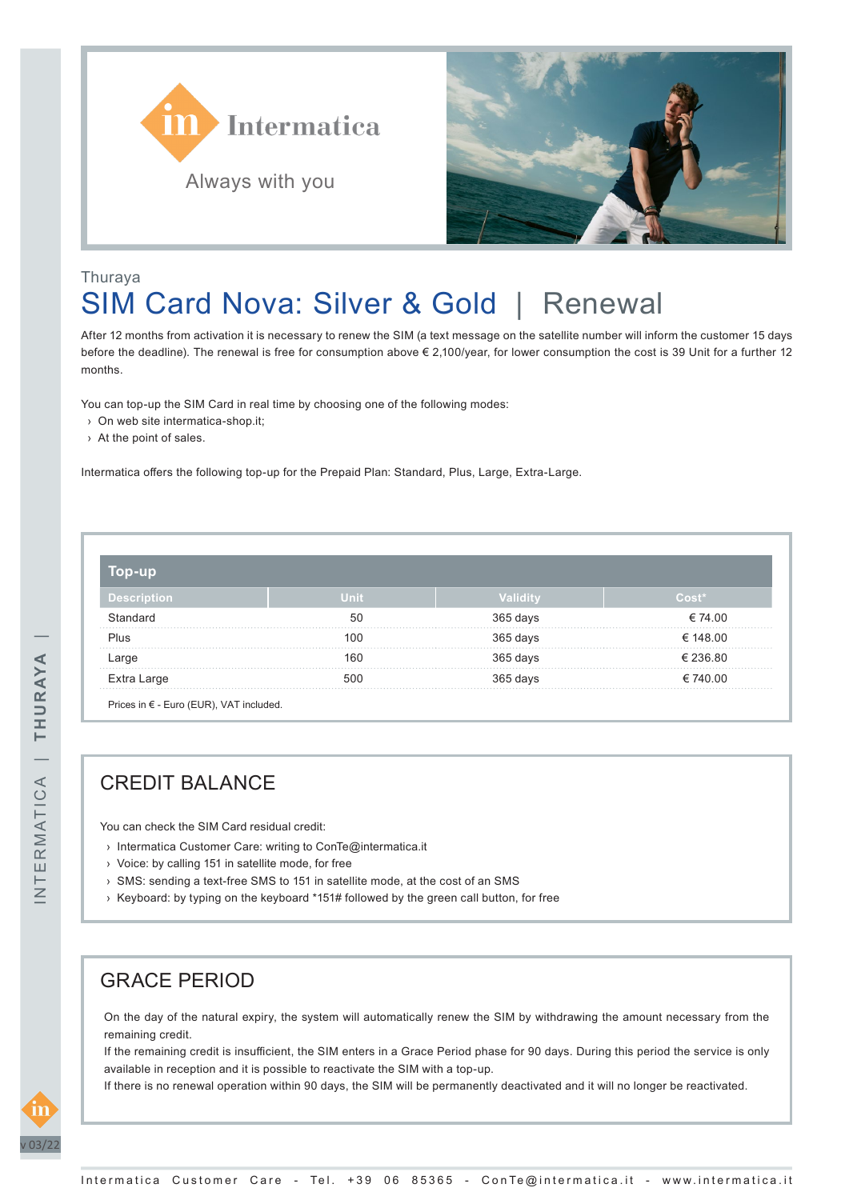Intermatica

Always with you

Thuraya

# SIM Card Nova: Silver & Gold | Renewal

After 12 months from activation it is necessary to renew the SIM (a text message on the satellite number will inform the customer 15 days before the deadline). The renewal is free for consumption above € 2,100/year, for lower consumption the cost is 39 Unit for a further 12 months.

You can top-up the SIM Card in real time by choosing one of the following modes:

- On web site intermatica-shop.it;
- At the point of sales.

Intermatica offers the following top-up for the Prepaid Plan: Standard, Plus, Large, Extra-Large.

**Top-up**

| Description | Unit | Validity | Cost* |
|---|---|---|---|
| Standard | 50 | 365 days | € 74.00 |
| Plus | 100 | 365 days | € 148.00 |
| Large | 160 | 365 days | € 236.80 |
| Extra Large | 500 | 365 days | € 740.00 |

Prices in € - Euro (EUR), VAT included.

## CREDIT BALANCE

You can check the SIM Card residual credit:

- Intermatica Customer Care: writing to ConTe@intermatica.it
- Voice: by calling 151 in satellite mode, for free
- SMS: sending a text-free SMS to 151 in satellite mode, at the cost of an SMS
- Keyboard: by typing on the keyboard *151# followed by the green call button, for free

## GRACE PERIOD

On the day of the natural expiry, the system will automatically renew the SIM by withdrawing the amount necessary from the remaining credit.
If the remaining credit is insufficient, the SIM enters in a Grace Period phase for 90 days. During this period the service is only available in reception and it is possible to reactivate the SIM with a top-up.
If there is no renewal operation within 90 days, the SIM will be permanently deactivated and it will no longer be reactivated.

Intermatica Customer Care - Tel. +39 06 85365 - ConTe@intermatica.it - www.intermatica.it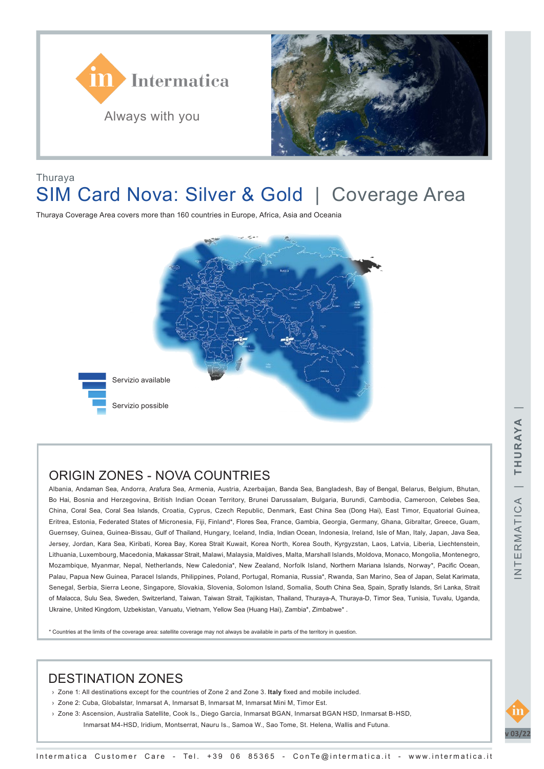Intermatica

Always with you

Thuraya

# SIM Card Nova: Silver & Gold | Coverage Area

Thuraya Coverage Area covers more than 160 countries in Europe, Africa, Asia and Oceania

Servizio available

Servizio possible

## ORIGIN ZONES - NOVA COUNTRIES

Albania, Andaman Sea, Andorra, Arafura Sea, Armenia, Austria, Azerbaijan, Banda Sea, Bangladesh, Bay of Bengal, Belarus, Belgium, Bhutan, Bo Hai, Bosnia and Herzegovina, British Indian Ocean Territory, Brunei Darussalam, Bulgaria, Burundi, Cambodia, Cameroon, Celebes Sea, China, Coral Sea, Coral Sea Islands, Croatia, Cyprus, Czech Republic, Denmark, East China Sea (Dong Hai), East Timor, Equatorial Guinea, Eritrea, Estonia, Federated States of Micronesia, Fiji, Finland*, Flores Sea, France, Gambia, Georgia, Germany, Ghana, Gibraltar, Greece, Guam, Guernsey, Guinea, Guinea-Bissau, Gulf of Thailand, Hungary, Iceland, India, Indian Ocean, Indonesia, Ireland, Isle of Man, Italy, Japan, Java Sea, Jersey, Jordan, Kara Sea, Kiribati, Korea Bay, Korea Strait Kuwait, Korea North, Korea South, Kyrgyzstan, Laos, Latvia, Liberia, Liechtenstein, Lithuania, Luxembourg, Macedonia, Makassar Strait, Malawi, Malaysia, Maldives, Malta, Marshall Islands, Moldova, Monaco, Mongolia, Montenegro, Mozambique, Myanmar, Nepal, Netherlands, New Caledonia*, New Zealand, Norfolk Island, Northern Mariana Islands, Norway*, Pacific Ocean, Palau, Papua New Guinea, Paracel Islands, Philippines, Poland, Portugal, Romania, Russia*, Rwanda, San Marino, Sea of Japan, Selat Karimata, Senegal, Serbia, Sierra Leone, Singapore, Slovakia, Slovenia, Solomon Island, Somalia, South China Sea, Spain, Spratly Islands, Sri Lanka, Strait of Malacca, Sulu Sea, Sweden, Switzerland, Taiwan, Taiwan Strait, Tajikistan, Thailand, Thuraya-A, Thuraya-D, Timor Sea, Tunisia, Tuvalu, Uganda, Ukraine, United Kingdom, Uzbekistan, Vanuatu, Vietnam, Yellow Sea (Huang Hai), Zambia*, Zimbabwe* .

\* Countries at the limits of the coverage area: satellite coverage may not always be available in parts of the territory in question.

## DESTINATION ZONES

- Zone 1: All destinations except for the countries of Zone 2 and Zone 3. **Italy** fixed and mobile included.
- Zone 2: Cuba, Globalstar, Inmarsat A, Inmarsat B, Inmarsat M, Inmarsat Mini M, Timor Est.
- Zone 3: Ascension, Australia Satellite, Cook Is., Diego Garcia, Inmarsat BGAN, Inmarsat BGAN HSD, Inmarsat B-HSD, Inmarsat M4-HSD, Iridium, Montserrat, Nauru Is., Samoa W., Sao Tome, St. Helena, Wallis and Futuna.

Intermatica Customer Care - Tel. +39 06 85365 - ConTe@intermatica.it - www.intermatica.it

INTERMATICA | THURAYA |

v 03/22